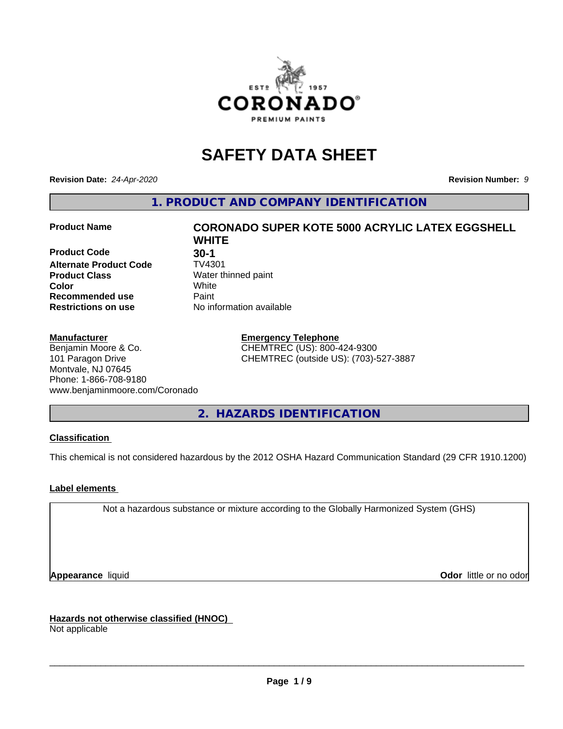# SAFETY DATA SHEET

**Revision Date:** *24-Apr-2020* **Revision Number:** *9*

## 1. PRODUCT AND COMPANY IDENTIFICATION

| | |
|---|---|
| **Product Name** | **CORONADO SUPER KOTE 5000 ACRYLIC LATEX EGGSHELL WHITE** |
| **Product Code** | **30-1** |
| **Alternate Product Code** | TV4301 |
| **Product Class** | Water thinned paint |
| **Color** | White |
| **Recommended use** | Paint |
| **Restrictions on use** | No information available |

**Manufacturer**
Benjamin Moore & Co.
101 Paragon Drive
Montvale, NJ 07645
Phone: 1-866-708-9180
www.benjaminmoore.com/Coronado

**Emergency Telephone**
CHEMTREC (US): 800-424-9300
CHEMTREC (outside US): (703)-527-3887

## 2. HAZARDS IDENTIFICATION

**Classification**

This chemical is not considered hazardous by the 2012 OSHA Hazard Communication Standard (29 CFR 1910.1200)

**Label elements**

Not a hazardous substance or mixture according to the Globally Harmonized System (GHS)

**Appearance** liquid **Odor** little or no odor

**Hazards not otherwise classified (HNOC)**
Not applicable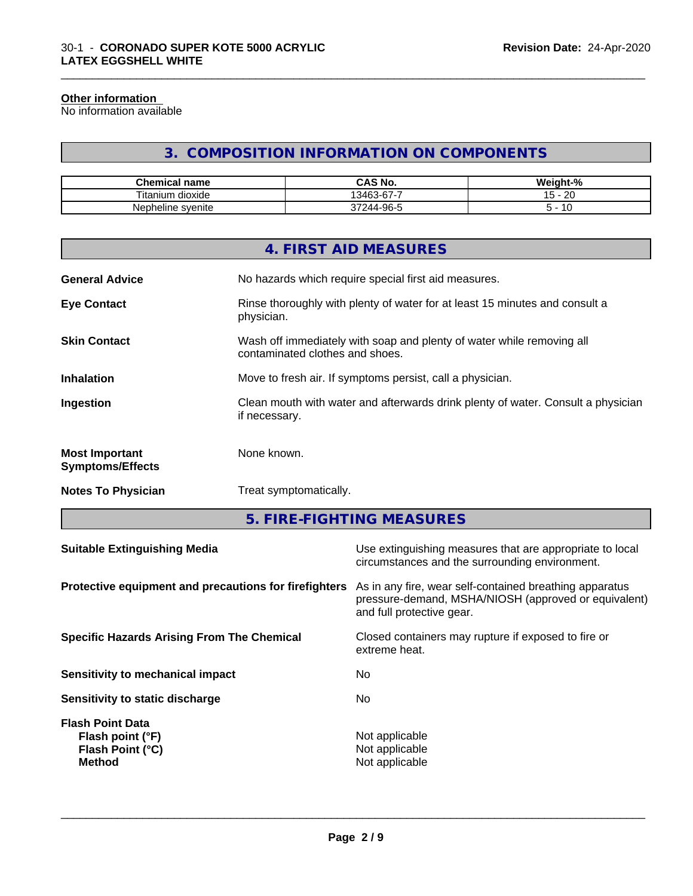### Other information

No information available

## 3. COMPOSITION INFORMATION ON COMPONENTS

| Chemical name | CAS No. | Weight-% |
| --- | --- | --- |
| Titanium dioxide | 13463-67-7 | 15 - 20 |
| Nepheline syenite | 37244-96-5 | 5 - 10 |

## 4. FIRST AID MEASURES

**General Advice**
No hazards which require special first aid measures.

**Eye Contact**
Rinse thoroughly with plenty of water for at least 15 minutes and consult a physician.

**Skin Contact**
Wash off immediately with soap and plenty of water while removing all contaminated clothes and shoes.

**Inhalation**
Move to fresh air. If symptoms persist, call a physician.

**Ingestion**
Clean mouth with water and afterwards drink plenty of water. Consult a physician if necessary.

**Most Important Symptoms/Effects**
None known.

**Notes To Physician**
Treat symptomatically.

## 5. FIRE-FIGHTING MEASURES

**Suitable Extinguishing Media**
Use extinguishing measures that are appropriate to local circumstances and the surrounding environment.

**Protective equipment and precautions for firefighters**
As in any fire, wear self-contained breathing apparatus pressure-demand, MSHA/NIOSH (approved or equivalent) and full protective gear.

**Specific Hazards Arising From The Chemical**
Closed containers may rupture if exposed to fire or extreme heat.

**Sensitivity to mechanical impact**
No

**Sensitivity to static discharge**
No

**Flash Point Data**
**Flash point (°F)** Not applicable
**Flash Point (°C)** Not applicable
**Method** Not applicable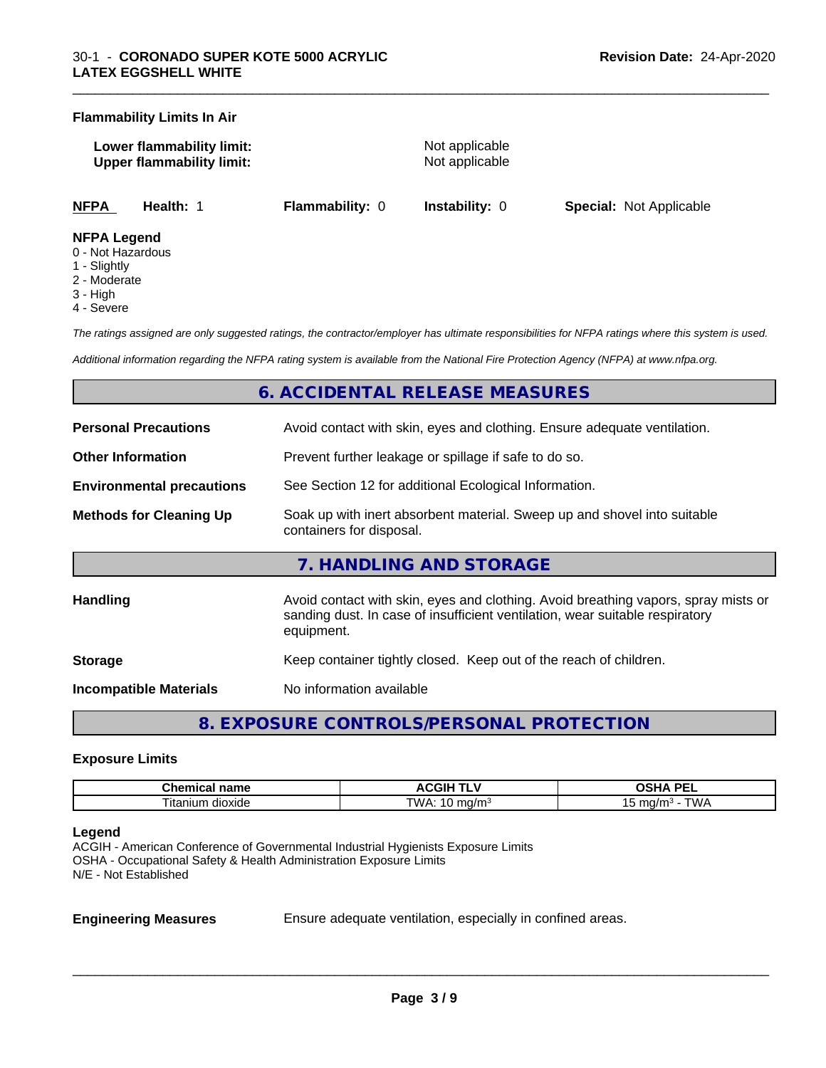**Flammability Limits In Air**

| | |
|---|---|
| **Lower flammability limit:** | Not applicable |
| **Upper flammability limit:** | Not applicable |

| NFPA | Health: 1 | Flammability: 0 | Instability: 0 | Special: Not Applicable |
|---|---|---|---|---|

**NFPA Legend**
- 0 - Not Hazardous
- 1 - Slightly
- 2 - Moderate
- 3 - High
- 4 - Severe

*The ratings assigned are only suggested ratings, the contractor/employer has ultimate responsibilities for NFPA ratings where this system is used.*

*Additional information regarding the NFPA rating system is available from the National Fire Protection Agency (NFPA) at www.nfpa.org.*

## 6. ACCIDENTAL RELEASE MEASURES

| | |
|---|---|
| **Personal Precautions** | Avoid contact with skin, eyes and clothing. Ensure adequate ventilation. |
| **Other Information** | Prevent further leakage or spillage if safe to do so. |
| **Environmental precautions** | See Section 12 for additional Ecological Information. |
| **Methods for Cleaning Up** | Soak up with inert absorbent material. Sweep up and shovel into suitable containers for disposal. |

## 7. HANDLING AND STORAGE

| | |
|---|---|
| **Handling** | Avoid contact with skin, eyes and clothing. Avoid breathing vapors, spray mists or sanding dust. In case of insufficient ventilation, wear suitable respiratory equipment. |
| **Storage** | Keep container tightly closed. Keep out of the reach of children. |
| **Incompatible Materials** | No information available |

## 8. EXPOSURE CONTROLS/PERSONAL PROTECTION

**Exposure Limits**

| Chemical name | ACGIH TLV | OSHA PEL |
|---|---|---|
| Titanium dioxide | TWA: 10 mg/m³ | 15 mg/m³ - TWA |

**Legend**
ACGIH - American Conference of Governmental Industrial Hygienists Exposure Limits
OSHA - Occupational Safety & Health Administration Exposure Limits
N/E - Not Established

| | |
|---|---|
| **Engineering Measures** | Ensure adequate ventilation, especially in confined areas. |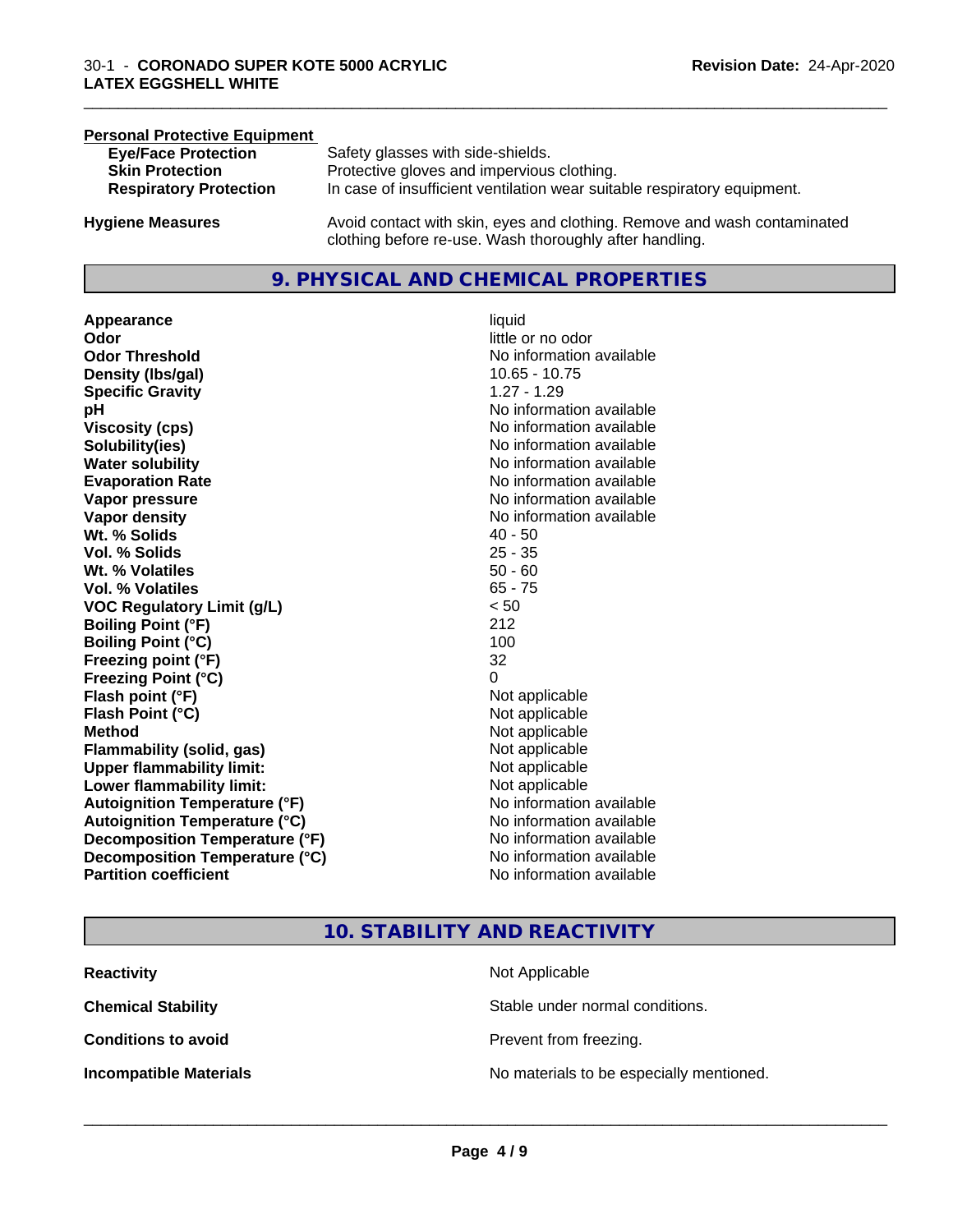**Personal Protective Equipment**

| | |
|---|---|
| **Eye/Face Protection** | Safety glasses with side-shields. |
| **Skin Protection** | Protective gloves and impervious clothing. |
| **Respiratory Protection** | In case of insufficient ventilation wear suitable respiratory equipment. |

**Hygiene Measures** Avoid contact with skin, eyes and clothing. Remove and wash contaminated clothing before re-use. Wash thoroughly after handling.

## 9. PHYSICAL AND CHEMICAL PROPERTIES

| | |
|---|---|
| **Appearance** | liquid |
| **Odor** | little or no odor |
| **Odor Threshold** | No information available |
| **Density (lbs/gal)** | 10.65 - 10.75 |
| **Specific Gravity** | 1.27 - 1.29 |
| **pH** | No information available |
| **Viscosity (cps)** | No information available |
| **Solubility(ies)** | No information available |
| **Water solubility** | No information available |
| **Evaporation Rate** | No information available |
| **Vapor pressure** | No information available |
| **Vapor density** | No information available |
| **Wt. % Solids** | 40 - 50 |
| **Vol. % Solids** | 25 - 35 |
| **Wt. % Volatiles** | 50 - 60 |
| **Vol. % Volatiles** | 65 - 75 |
| **VOC Regulatory Limit (g/L)** | < 50 |
| **Boiling Point (°F)** | 212 |
| **Boiling Point (°C)** | 100 |
| **Freezing point (°F)** | 32 |
| **Freezing Point (°C)** | 0 |
| **Flash point (°F)** | Not applicable |
| **Flash Point (°C)** | Not applicable |
| **Method** | Not applicable |
| **Flammability (solid, gas)** | Not applicable |
| **Upper flammability limit:** | Not applicable |
| **Lower flammability limit:** | Not applicable |
| **Autoignition Temperature (°F)** | No information available |
| **Autoignition Temperature (°C)** | No information available |
| **Decomposition Temperature (°F)** | No information available |
| **Decomposition Temperature (°C)** | No information available |
| **Partition coefficient** | No information available |

## 10. STABILITY AND REACTIVITY

| | |
|---|---|
| **Reactivity** | Not Applicable |
| **Chemical Stability** | Stable under normal conditions. |
| **Conditions to avoid** | Prevent from freezing. |
| **Incompatible Materials** | No materials to be especially mentioned. |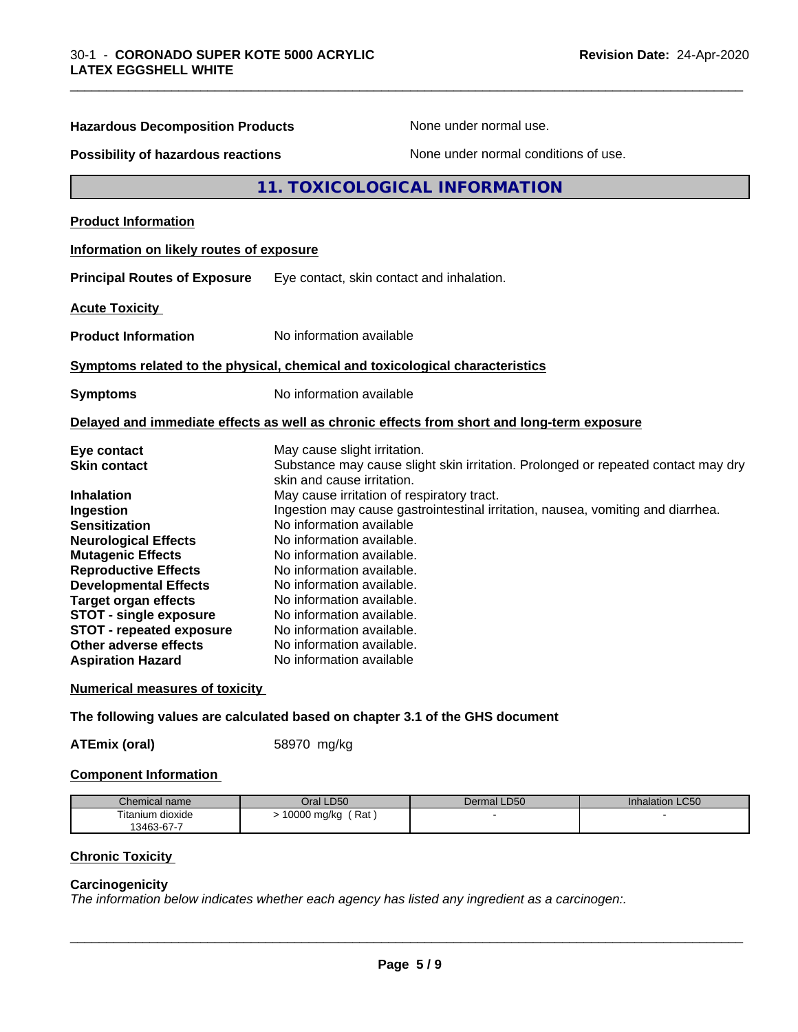**Hazardous Decomposition Products** None under normal use.

**Possibility of hazardous reactions** None under normal conditions of use.

## 11. TOXICOLOGICAL INFORMATION

**Product Information**

**Information on likely routes of exposure**

**Principal Routes of Exposure** Eye contact, skin contact and inhalation.

**Acute Toxicity**

**Product Information** No information available

**Symptoms related to the physical, chemical and toxicological characteristics**

**Symptoms** No information available

**Delayed and immediate effects as well as chronic effects from short and long-term exposure**

**Eye contact** May cause slight irritation.
**Skin contact** Substance may cause slight skin irritation. Prolonged or repeated contact may dry skin and cause irritation.
**Inhalation** May cause irritation of respiratory tract.
**Ingestion** Ingestion may cause gastrointestinal irritation, nausea, vomiting and diarrhea.
**Sensitization** No information available
**Neurological Effects** No information available.
**Mutagenic Effects** No information available.
**Reproductive Effects** No information available.
**Developmental Effects** No information available.
**Target organ effects** No information available.
**STOT - single exposure** No information available.
**STOT - repeated exposure** No information available.
**Other adverse effects** No information available.
**Aspiration Hazard** No information available

**Numerical measures of toxicity**

**The following values are calculated based on chapter 3.1 of the GHS document**

**ATEmix (oral)** 58970 mg/kg

**Component Information**

| Chemical name | Oral LD50 | Dermal LD50 | Inhalation LC50 |
|---|---|---|---|
| Titanium dioxide 13463-67-7 | > 10000 mg/kg ( Rat ) | - | - |

**Chronic Toxicity**

**Carcinogenicity**
*The information below indicates whether each agency has listed any ingredient as a carcinogen:.*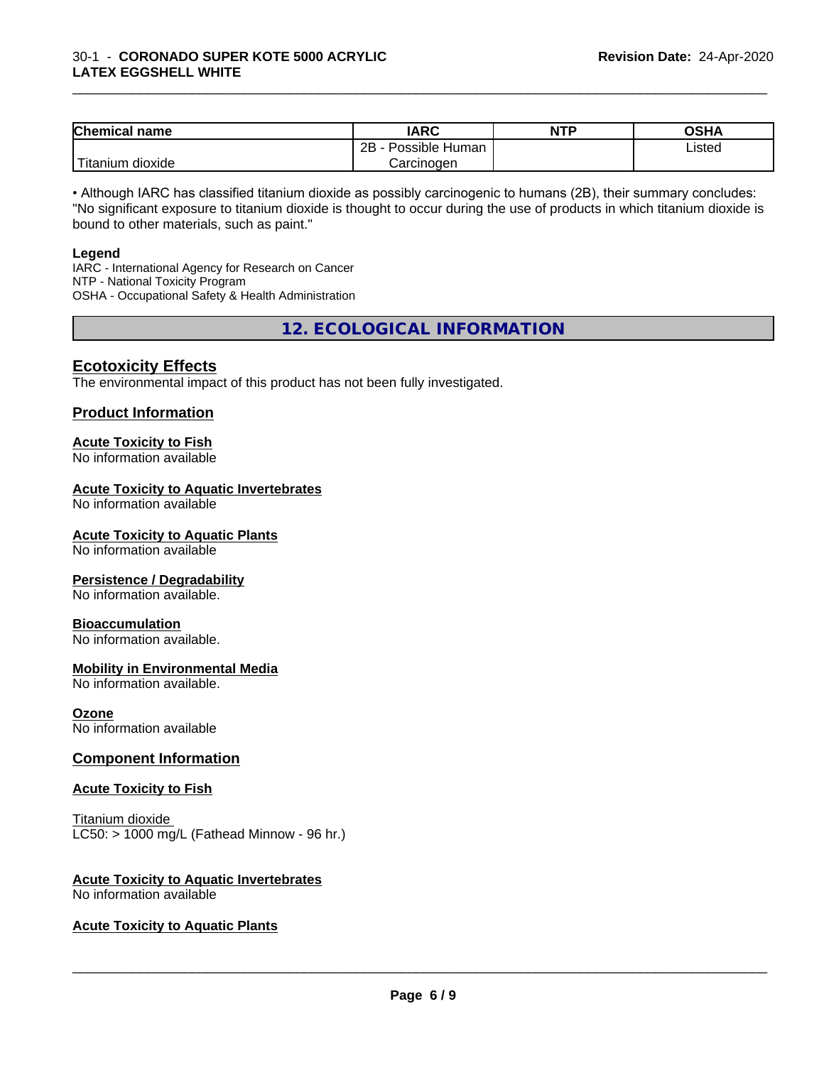| Chemical name | IARC | NTP | OSHA |
| --- | --- | --- | --- |
| Titanium dioxide | 2B - Possible Human Carcinogen | | Listed |

• Although IARC has classified titanium dioxide as possibly carcinogenic to humans (2B), their summary concludes: "No significant exposure to titanium dioxide is thought to occur during the use of products in which titanium dioxide is bound to other materials, such as paint."

**Legend**

IARC - International Agency for Research on Cancer
NTP - National Toxicity Program
OSHA - Occupational Safety & Health Administration

## 12. ECOLOGICAL INFORMATION

### Ecotoxicity Effects

The environmental impact of this product has not been fully investigated.

### Product Information

**Acute Toxicity to Fish**
No information available

**Acute Toxicity to Aquatic Invertebrates**
No information available

**Acute Toxicity to Aquatic Plants**
No information available

**Persistence / Degradability**
No information available.

**Bioaccumulation**
No information available.

**Mobility in Environmental Media**
No information available.

**Ozone**
No information available

### Component Information

**Acute Toxicity to Fish**

Titanium dioxide
LC50: > 1000 mg/L (Fathead Minnow - 96 hr.)

**Acute Toxicity to Aquatic Invertebrates**
No information available

**Acute Toxicity to Aquatic Plants**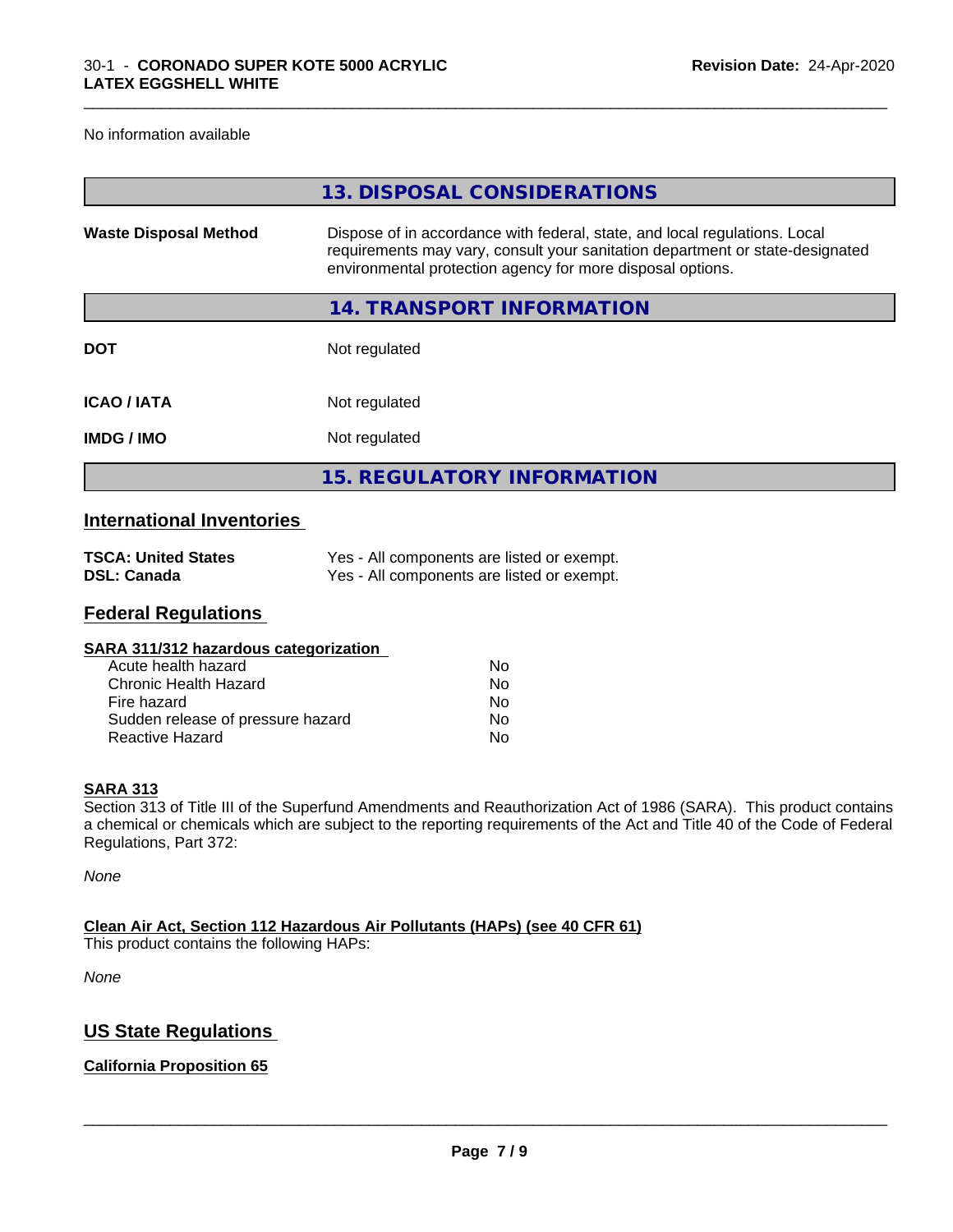No information available

## 13. DISPOSAL CONSIDERATIONS

| | |
|---|---|
| **Waste Disposal Method** | Dispose of in accordance with federal, state, and local regulations. Local requirements may vary, consult your sanitation department or state-designated environmental protection agency for more disposal options. |

## 14. TRANSPORT INFORMATION

| | |
|---|---|
| **DOT** | Not regulated |
| **ICAO / IATA** | Not regulated |
| **IMDG / IMO** | Not regulated |

## 15. REGULATORY INFORMATION

### International Inventories

| | |
|---|---|
| **TSCA: United States** | Yes - All components are listed or exempt. |
| **DSL: Canada** | Yes - All components are listed or exempt. |

### Federal Regulations

**SARA 311/312 hazardous categorization**

| | |
|---|---|
| Acute health hazard | No |
| Chronic Health Hazard | No |
| Fire hazard | No |
| Sudden release of pressure hazard | No |
| Reactive Hazard | No |

**SARA 313**

Section 313 of Title III of the Superfund Amendments and Reauthorization Act of 1986 (SARA). This product contains a chemical or chemicals which are subject to the reporting requirements of the Act and Title 40 of the Code of Federal Regulations, Part 372:

*None*

**Clean Air Act, Section 112 Hazardous Air Pollutants (HAPs) (see 40 CFR 61)**

This product contains the following HAPs:

*None*

### US State Regulations

**California Proposition 65**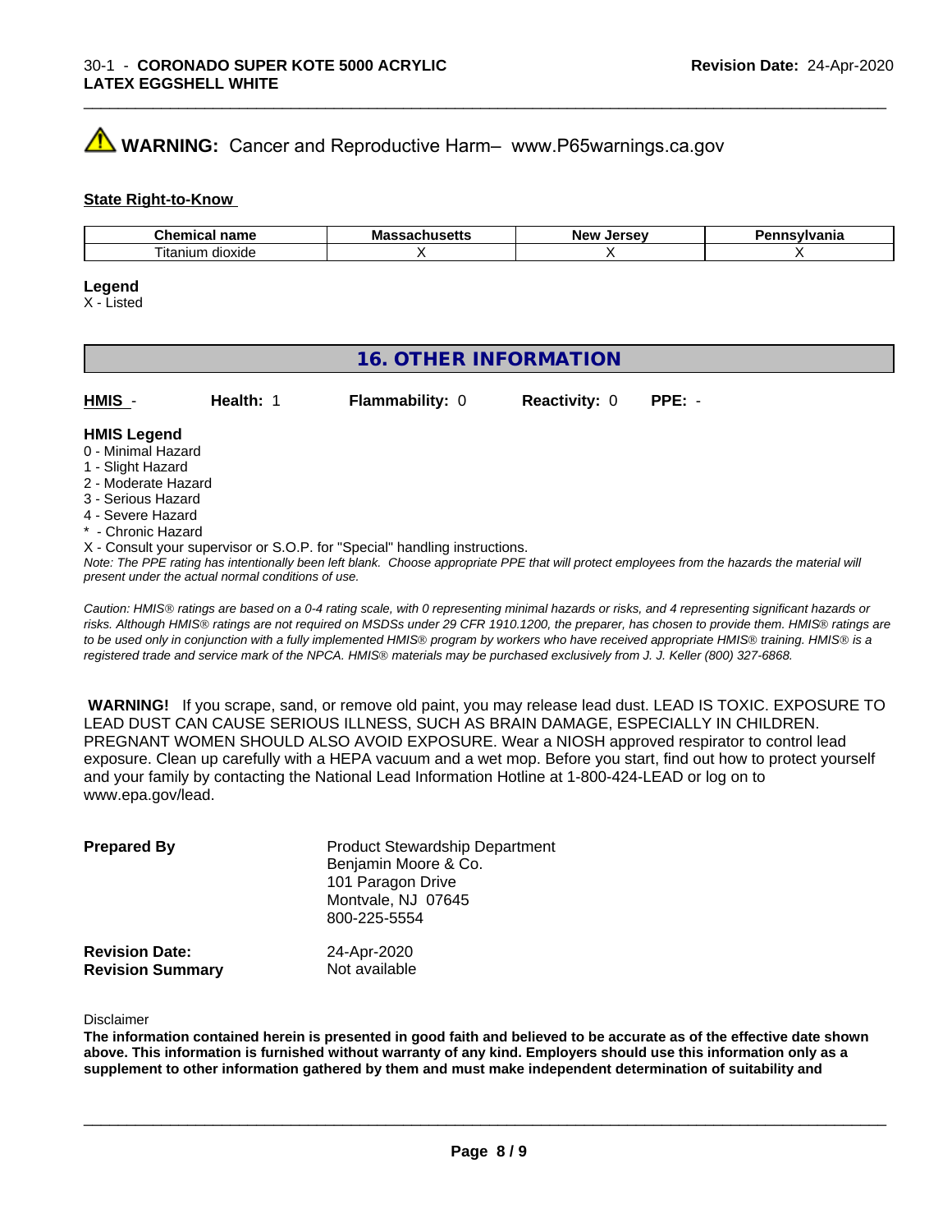⚠ **WARNING:** Cancer and Reproductive Harm– www.P65warnings.ca.gov

**State Right-to-Know**

| Chemical name | Massachusetts | New Jersey | Pennsylvania |
|---|---|---|---|
| Titanium dioxide | X | X | X |

**Legend**

X - Listed

## 16. OTHER INFORMATION

**HMIS** - **Health:** 1 **Flammability:** 0 **Reactivity:** 0 **PPE:** -

**HMIS Legend**

0 - Minimal Hazard
1 - Slight Hazard
2 - Moderate Hazard
3 - Serious Hazard
4 - Severe Hazard
* - Chronic Hazard
X - Consult your supervisor or S.O.P. for "Special" handling instructions.

*Note: The PPE rating has intentionally been left blank. Choose appropriate PPE that will protect employees from the hazards the material will present under the actual normal conditions of use.*

*Caution: HMIS® ratings are based on a 0-4 rating scale, with 0 representing minimal hazards or risks, and 4 representing significant hazards or risks. Although HMIS® ratings are not required on MSDSs under 29 CFR 1910.1200, the preparer, has chosen to provide them. HMIS® ratings are to be used only in conjunction with a fully implemented HMIS® program by workers who have received appropriate HMIS® training. HMIS® is a registered trade and service mark of the NPCA. HMIS® materials may be purchased exclusively from J. J. Keller (800) 327-6868.*

**WARNING!** If you scrape, sand, or remove old paint, you may release lead dust. LEAD IS TOXIC. EXPOSURE TO LEAD DUST CAN CAUSE SERIOUS ILLNESS, SUCH AS BRAIN DAMAGE, ESPECIALLY IN CHILDREN. PREGNANT WOMEN SHOULD ALSO AVOID EXPOSURE. Wear a NIOSH approved respirator to control lead exposure. Clean up carefully with a HEPA vacuum and a wet mop. Before you start, find out how to protect yourself and your family by contacting the National Lead Information Hotline at 1-800-424-LEAD or log on to www.epa.gov/lead.

**Prepared By** Product Stewardship Department
Benjamin Moore & Co.
101 Paragon Drive
Montvale, NJ 07645
800-225-5554

**Revision Date:** 24-Apr-2020
**Revision Summary** Not available

Disclaimer

**The information contained herein is presented in good faith and believed to be accurate as of the effective date shown above. This information is furnished without warranty of any kind. Employers should use this information only as a supplement to other information gathered by them and must make independent determination of suitability and**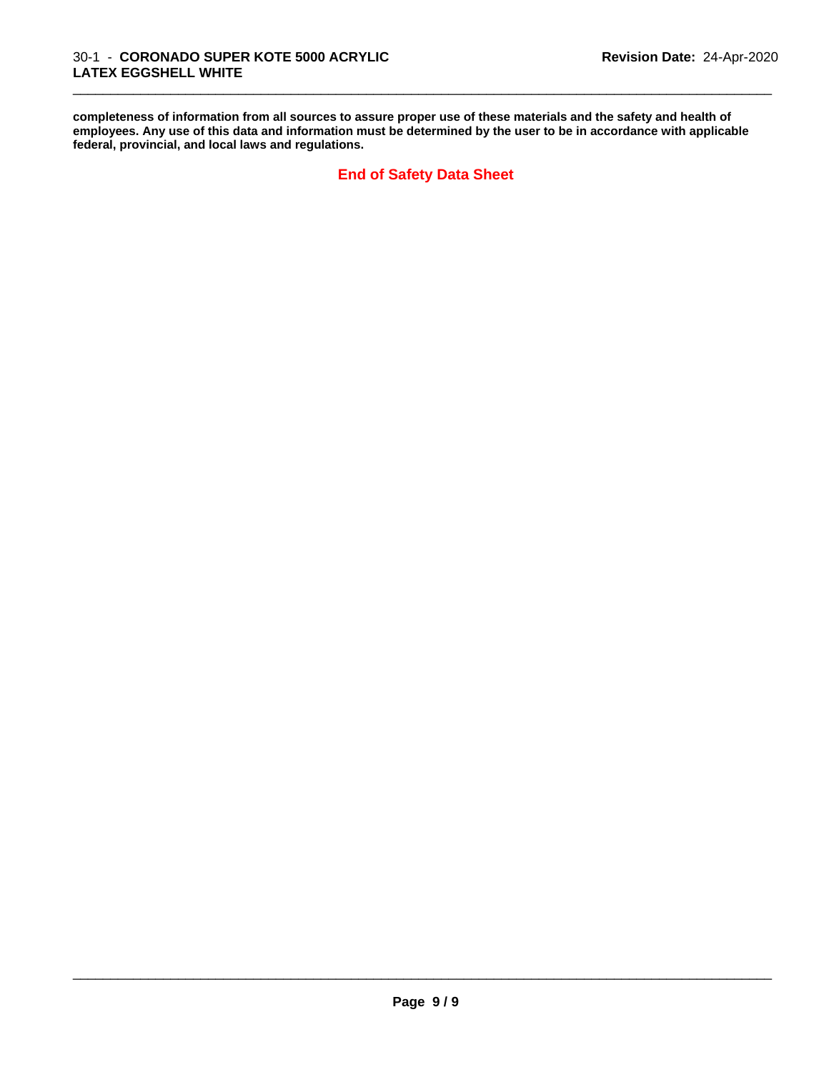**completeness of information from all sources to assure proper use of these materials and the safety and health of employees. Any use of this data and information must be determined by the user to be in accordance with applicable federal, provincial, and local laws and regulations.**

**End of Safety Data Sheet**